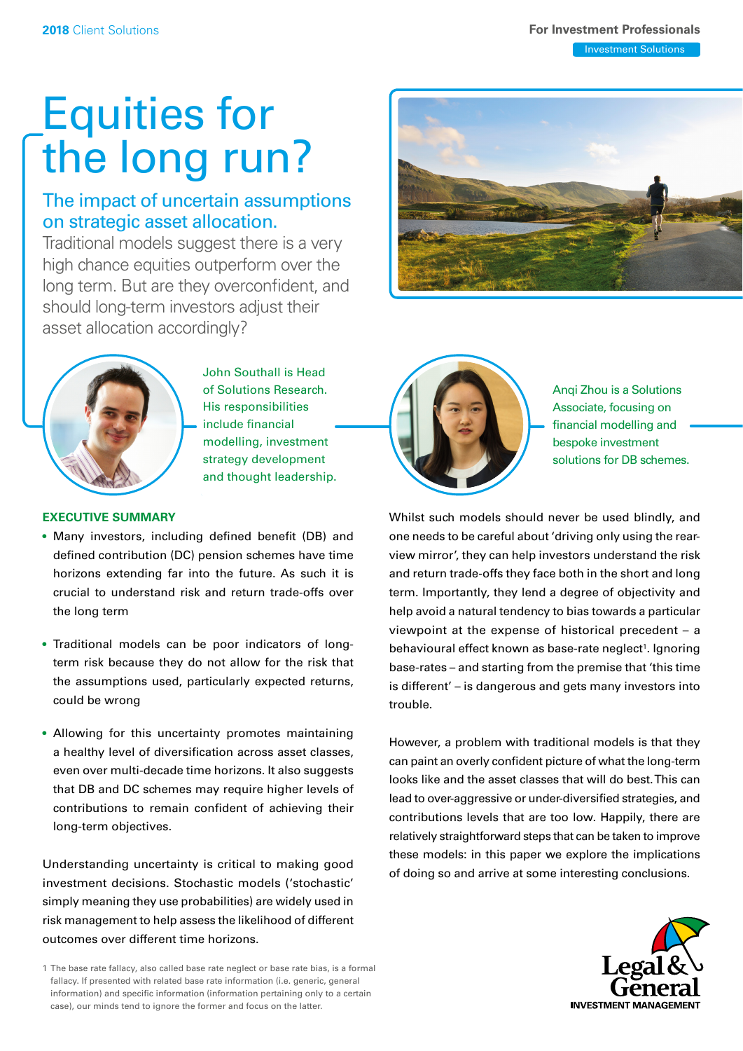2018 Client Solutions

For Investment Professionals

Investment Solutions

# Equities for the long run?

## The impact of uncertain assumptions on strategic asset allocation.

Traditional models suggest there is a very high chance equities outperform over the long term. But are they overconfident, and should long-term investors adjust their asset allocation accordingly?

John Southall is Head of Solutions Research. His responsibilities include financial modelling, investment strategy development and thought leadership.

Anqi Zhou is a Solutions Associate, focusing on financial modelling and bespoke investment solutions for DB schemes.

### EXECUTIVE SUMMARY

- Many investors, including defined benefit (DB) and defined contribution (DC) pension schemes have time horizons extending far into the future. As such it is crucial to understand risk and return trade-offs over the long term
- Traditional models can be poor indicators of long-term risk because they do not allow for the risk that the assumptions used, particularly expected returns, could be wrong
- Allowing for this uncertainty promotes maintaining a healthy level of diversification across asset classes, even over multi-decade time horizons. It also suggests that DB and DC schemes may require higher levels of contributions to remain confident of achieving their long-term objectives.

Understanding uncertainty is critical to making good investment decisions. Stochastic models ('stochastic' simply meaning they use probabilities) are widely used in risk management to help assess the likelihood of different outcomes over different time horizons.

Whilst such models should never be used blindly, and one needs to be careful about 'driving only using the rear-view mirror', they can help investors understand the risk and return trade-offs they face both in the short and long term. Importantly, they lend a degree of objectivity and help avoid a natural tendency to bias towards a particular viewpoint at the expense of historical precedent – a behavioural effect known as base-rate neglect[1]. Ignoring base-rates – and starting from the premise that 'this time is different' – is dangerous and gets many investors into trouble.

However, a problem with traditional models is that they can paint an overly confident picture of what the long-term looks like and the asset classes that will do best. This can lead to over-aggressive or under-diversified strategies, and contributions levels that are too low. Happily, there are relatively straightforward steps that can be taken to improve these models: in this paper we explore the implications of doing so and arrive at some interesting conclusions.

1 The base rate fallacy, also called base rate neglect or base rate bias, is a formal fallacy. If presented with related base rate information (i.e. generic, general information) and specific information (information pertaining only to a certain case), our minds tend to ignore the former and focus on the latter.

Legal & General INVESTMENT MANAGEMENT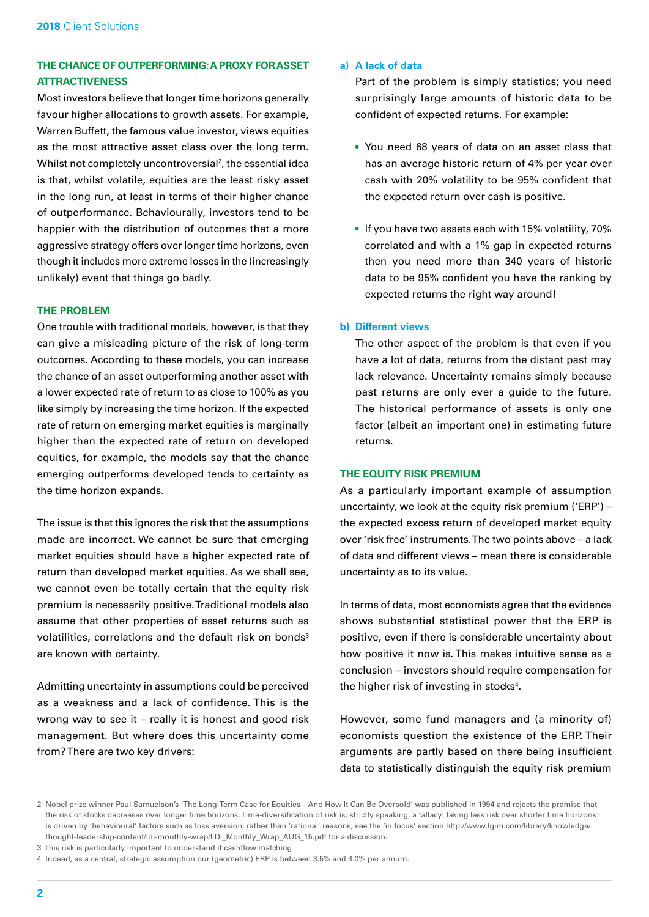## THE CHANCE OF OUTPERFORMING: A PROXY FOR ASSET ATTRACTIVENESS

Most investors believe that longer time horizons generally favour higher allocations to growth assets. For example, Warren Buffett, the famous value investor, views equities as the most attractive asset class over the long term. Whilst not completely uncontroversial[2], the essential idea is that, whilst volatile, equities are the least risky asset in the long run, at least in terms of their higher chance of outperformance. Behaviourally, investors tend to be happier with the distribution of outcomes that a more aggressive strategy offers over longer time horizons, even though it includes more extreme losses in the (increasingly unlikely) event that things go badly.

## THE PROBLEM

One trouble with traditional models, however, is that they can give a misleading picture of the risk of long-term outcomes. According to these models, you can increase the chance of an asset outperforming another asset with a lower expected rate of return to as close to 100% as you like simply by increasing the time horizon. If the expected rate of return on emerging market equities is marginally higher than the expected rate of return on developed equities, for example, the models say that the chance emerging outperforms developed tends to certainty as the time horizon expands.

The issue is that this ignores the risk that the assumptions made are incorrect. We cannot be sure that emerging market equities should have a higher expected rate of return than developed market equities. As we shall see, we cannot even be totally certain that the equity risk premium is necessarily positive. Traditional models also assume that other properties of asset returns such as volatilities, correlations and the default risk on bonds[3] are known with certainty.

Admitting uncertainty in assumptions could be perceived as a weakness and a lack of confidence. This is the wrong way to see it – really it is honest and good risk management. But where does this uncertainty come from? There are two key drivers:

**a) A lack of data**

Part of the problem is simply statistics; you need surprisingly large amounts of historic data to be confident of expected returns. For example:

- You need 68 years of data on an asset class that has an average historic return of 4% per year over cash with 20% volatility to be 95% confident that the expected return over cash is positive.
- If you have two assets each with 15% volatility, 70% correlated and with a 1% gap in expected returns then you need more than 340 years of historic data to be 95% confident you have the ranking by expected returns the right way around!

**b) Different views**

The other aspect of the problem is that even if you have a lot of data, returns from the distant past may lack relevance. Uncertainty remains simply because past returns are only ever a guide to the future. The historical performance of assets is only one factor (albeit an important one) in estimating future returns.

## THE EQUITY RISK PREMIUM

As a particularly important example of assumption uncertainty, we look at the equity risk premium ('ERP') – the expected excess return of developed market equity over 'risk free' instruments. The two points above – a lack of data and different views – mean there is considerable uncertainty as to its value.

In terms of data, most economists agree that the evidence shows substantial statistical power that the ERP is positive, even if there is considerable uncertainty about how positive it now is. This makes intuitive sense as a conclusion – investors should require compensation for the higher risk of investing in stocks[4].

However, some fund managers and (a minority of) economists question the existence of the ERP. Their arguments are partly based on there being insufficient data to statistically distinguish the equity risk premium

---

2 Nobel prize winner Paul Samuelson's 'The Long-Term Case for Equities—And How It Can Be Oversold' was published in 1994 and rejects the premise that the risk of stocks decreases over longer time horizons. Time-diversification of risk is, strictly speaking, a fallacy: taking less risk over shorter time horizons is driven by 'behavioural' factors such as loss aversion, rather than 'rational' reasons; see the 'in focus' section http://www.lgim.com/library/knowledge/thought-leadership-content/ldi-monthly-wrap/LDI_Monthly_Wrap_AUG_15.pdf for a discussion.

3 This risk is particularly important to understand if cashflow matching

4 Indeed, as a central, strategic assumption our (geometric) ERP is between 3.5% and 4.0% per annum.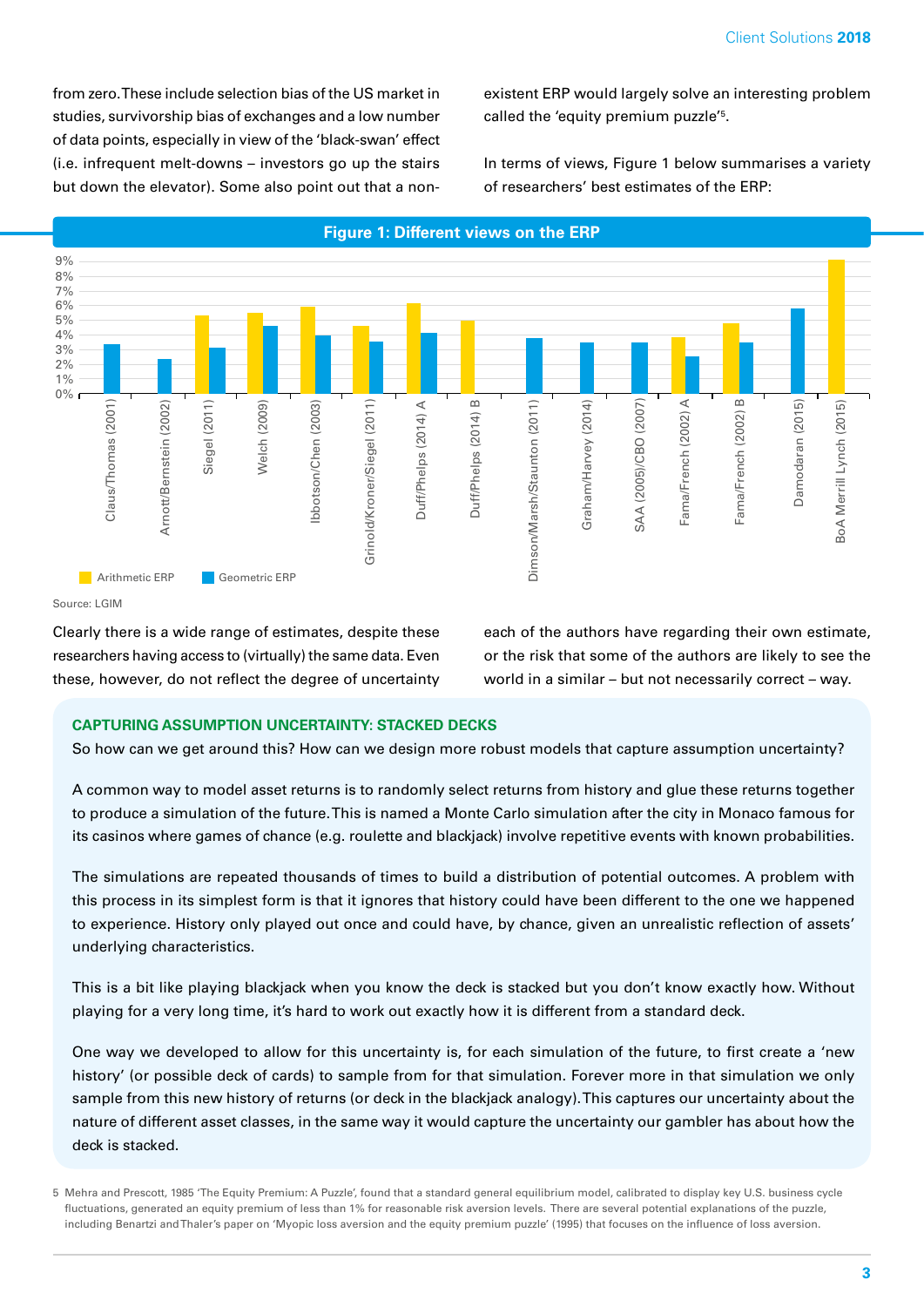from zero. These include selection bias of the US market in studies, survivorship bias of exchanges and a low number of data points, especially in view of the 'black-swan' effect (i.e. infrequent melt-downs – investors go up the stairs but down the elevator). Some also point out that a non-existent ERP would largely solve an interesting problem called the 'equity premium puzzle'[5].

In terms of views, Figure 1 below summarises a variety of researchers' best estimates of the ERP:

**Figure 1: Different views on the ERP**

9%
8%
7%
6%
5%
4%
3%
2%
1%
0%

Claus/Thomas (2001)
Arnott/Bernstein (2002)
Siegel (2011)
Welch (2009)
Ibbotson/Chen (2003)
Grinold/Kroner/Siegel (2011)
Duff/Phelps (2014) A
Duff/Phelps (2014) B
Dimson/Marsh/Staunton (2011)
Graham/Harvey (2014)
SAA (2005)/CBO (2007)
Fama/French (2002) A
Fama/French (2002) B
Damodaran (2015)
BoA Merrill Lynch (2015)

Arithmetic ERP
Geometric ERP

Source: LGIM

Clearly there is a wide range of estimates, despite these researchers having access to (virtually) the same data. Even these, however, do not reflect the degree of uncertainty each of the authors have regarding their own estimate, or the risk that some of the authors are likely to see the world in a similar – but not necessarily correct – way.

## CAPTURING ASSUMPTION UNCERTAINTY: STACKED DECKS

So how can we get around this? How can we design more robust models that capture assumption uncertainty?

A common way to model asset returns is to randomly select returns from history and glue these returns together to produce a simulation of the future. This is named a Monte Carlo simulation after the city in Monaco famous for its casinos where games of chance (e.g. roulette and blackjack) involve repetitive events with known probabilities.

The simulations are repeated thousands of times to build a distribution of potential outcomes. A problem with this process in its simplest form is that it ignores that history could have been different to the one we happened to experience. History only played out once and could have, by chance, given an unrealistic reflection of assets' underlying characteristics.

This is a bit like playing blackjack when you know the deck is stacked but you don't know exactly how. Without playing for a very long time, it's hard to work out exactly how it is different from a standard deck.

One way we developed to allow for this uncertainty is, for each simulation of the future, to first create a 'new history' (or possible deck of cards) to sample from for that simulation. Forever more in that simulation we only sample from this new history of returns (or deck in the blackjack analogy). This captures our uncertainty about the nature of different asset classes, in the same way it would capture the uncertainty our gambler has about how the deck is stacked.

---

5 Mehra and Prescott, 1985 'The Equity Premium: A Puzzle', found that a standard general equilibrium model, calibrated to display key U.S. business cycle fluctuations, generated an equity premium of less than 1% for reasonable risk aversion levels. There are several potential explanations of the puzzle, including Benartzi and Thaler's paper on 'Myopic loss aversion and the equity premium puzzle' (1995) that focuses on the influence of loss aversion.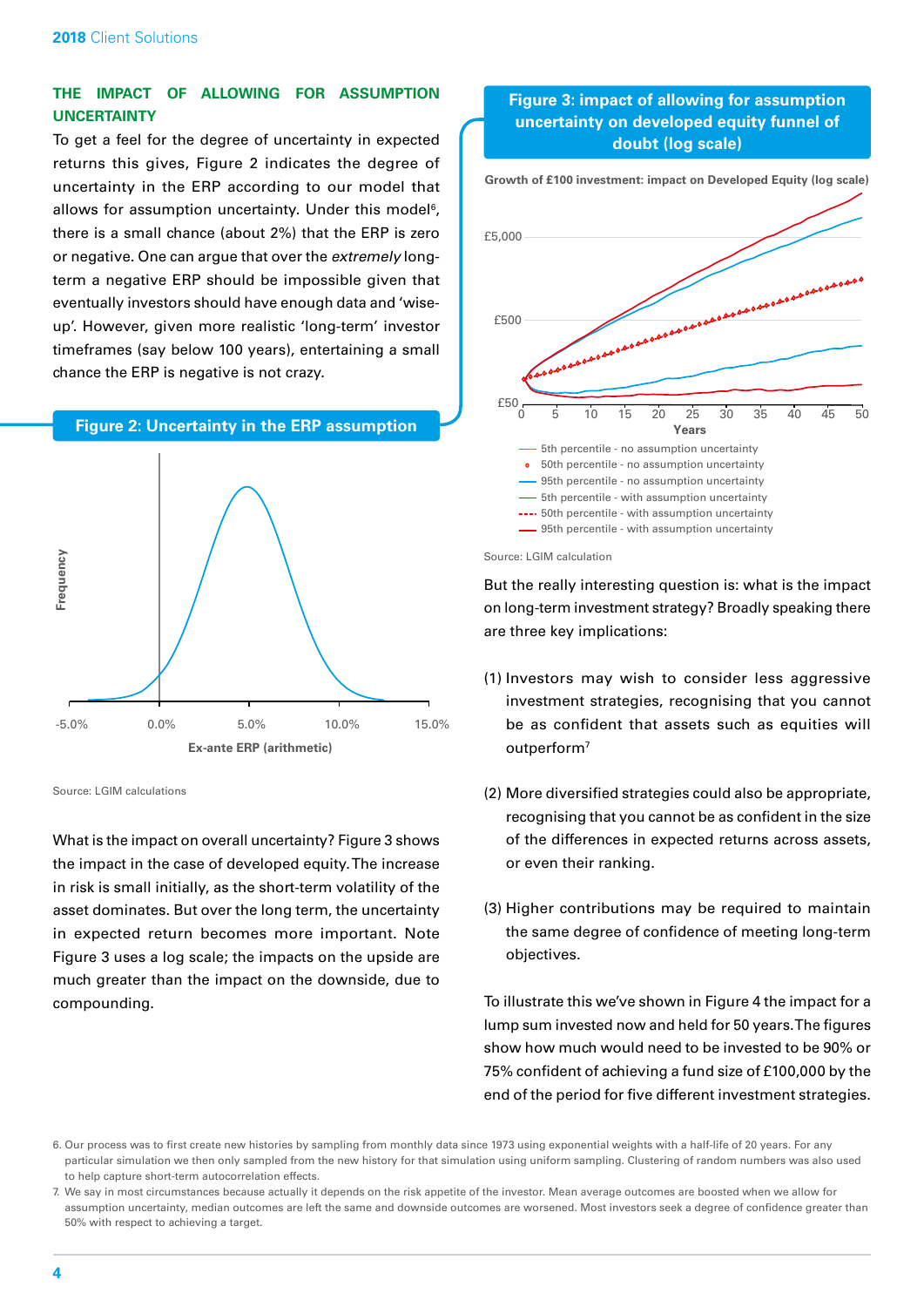## THE IMPACT OF ALLOWING FOR ASSUMPTION UNCERTAINTY

To get a feel for the degree of uncertainty in expected returns this gives, Figure 2 indicates the degree of uncertainty in the ERP according to our model that allows for assumption uncertainty. Under this model[6], there is a small chance (about 2%) that the ERP is zero or negative. One can argue that over the *extremely* long-term a negative ERP should be impossible given that eventually investors should have enough data and 'wise-up'. However, given more realistic 'long-term' investor timeframes (say below 100 years), entertaining a small chance the ERP is negative is not crazy.

**Figure 2: Uncertainty in the ERP assumption**

Frequency

-5.0%
0.0%
5.0%
10.0%
15.0%

Ex-ante ERP (arithmetic)

Source: LGIM calculations

What is the impact on overall uncertainty? Figure 3 shows the impact in the case of developed equity. The increase in risk is small initially, as the short-term volatility of the asset dominates. But over the long term, the uncertainty in expected return becomes more important. Note Figure 3 uses a log scale; the impacts on the upside are much greater than the impact on the downside, due to compounding.

**Figure 3: impact of allowing for assumption uncertainty on developed equity funnel of doubt (log scale)**

Growth of £100 investment: impact on Developed Equity (log scale)

£5,000
£500
£50

0
5
10
15
20
25
30
35
40
45
50

Years

5th percentile - no assumption uncertainty
50th percentile - no assumption uncertainty
95th percentile - no assumption uncertainty
5th percentile - with assumption uncertainty
50th percentile - with assumption uncertainty
95th percentile - with assumption uncertainty

Source: LGIM calculation

But the really interesting question is: what is the impact on long-term investment strategy? Broadly speaking there are three key implications:

(1) Investors may wish to consider less aggressive investment strategies, recognising that you cannot be as confident that assets such as equities will outperform[7]

(2) More diversified strategies could also be appropriate, recognising that you cannot be as confident in the size of the differences in expected returns across assets, or even their ranking.

(3) Higher contributions may be required to maintain the same degree of confidence of meeting long-term objectives.

To illustrate this we've shown in Figure 4 the impact for a lump sum invested now and held for 50 years. The figures show how much would need to be invested to be 90% or 75% confident of achieving a fund size of £100,000 by the end of the period for five different investment strategies.

6. Our process was to first create new histories by sampling from monthly data since 1973 using exponential weights with a half-life of 20 years. For any particular simulation we then only sampled from the new history for that simulation using uniform sampling. Clustering of random numbers was also used to help capture short-term autocorrelation effects.

7. We say in most circumstances because actually it depends on the risk appetite of the investor. Mean average outcomes are boosted when we allow for assumption uncertainty, median outcomes are left the same and downside outcomes are worsened. Most investors seek a degree of confidence greater than 50% with respect to achieving a target.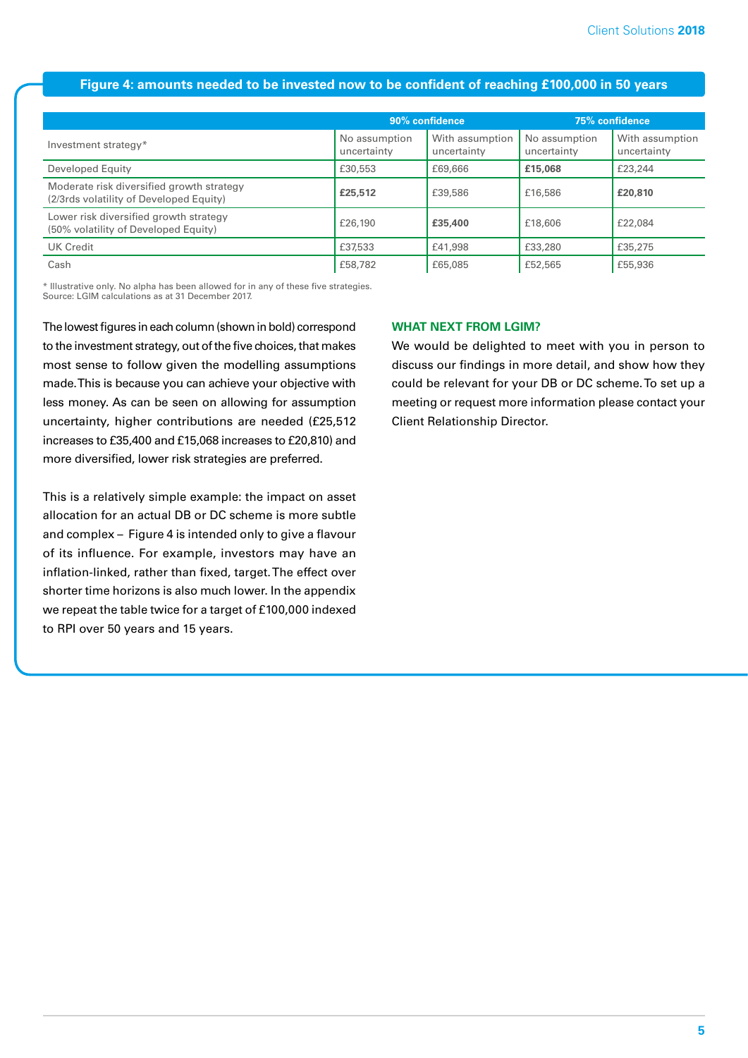**Figure 4: amounts needed to be invested now to be confident of reaching £100,000 in 50 years**

| | 90% confidence | | 75% confidence | |
|---|---|---|---|---|
| Investment strategy* | No assumption uncertainty | With assumption uncertainty | No assumption uncertainty | With assumption uncertainty |
| Developed Equity | £30,553 | £69,666 | **£15,068** | £23,244 |
| Moderate risk diversified growth strategy (2/3rds volatility of Developed Equity) | **£25,512** | £39,586 | £16,586 | **£20,810** |
| Lower risk diversified growth strategy (50% volatility of Developed Equity) | £26,190 | **£35,400** | £18,606 | £22,084 |
| UK Credit | £37,533 | £41,998 | £33,280 | £35,275 |
| Cash | £58,782 | £65,085 | £52,565 | £55,936 |

* Illustrative only. No alpha has been allowed for in any of these five strategies.
Source: LGIM calculations as at 31 December 2017.

The lowest figures in each column (shown in bold) correspond to the investment strategy, out of the five choices, that makes most sense to follow given the modelling assumptions made. This is because you can achieve your objective with less money. As can be seen on allowing for assumption uncertainty, higher contributions are needed (£25,512 increases to £35,400 and £15,068 increases to £20,810) and more diversified, lower risk strategies are preferred.

This is a relatively simple example: the impact on asset allocation for an actual DB or DC scheme is more subtle and complex – Figure 4 is intended only to give a flavour of its influence. For example, investors may have an inflation-linked, rather than fixed, target. The effect over shorter time horizons is also much lower. In the appendix we repeat the table twice for a target of £100,000 indexed to RPI over 50 years and 15 years.

## WHAT NEXT FROM LGIM?

We would be delighted to meet with you in person to discuss our findings in more detail, and show how they could be relevant for your DB or DC scheme. To set up a meeting or request more information please contact your Client Relationship Director.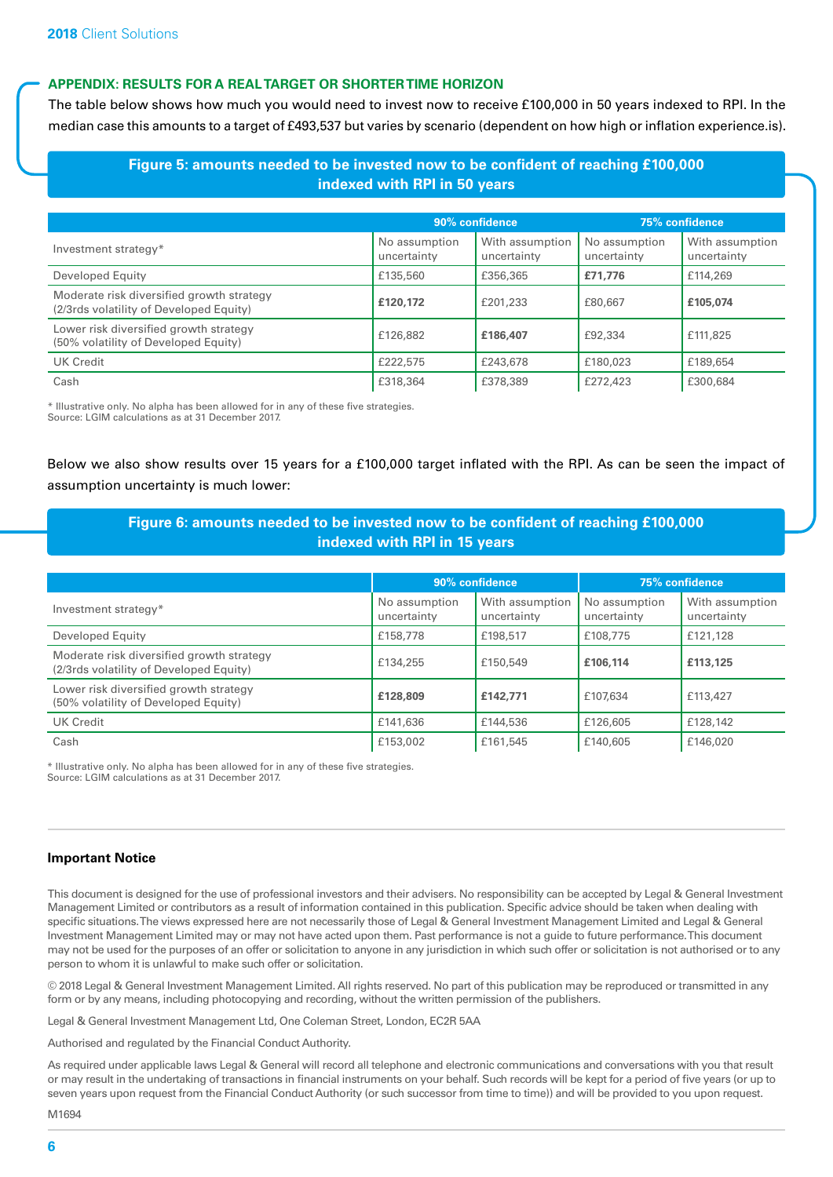## APPENDIX: RESULTS FOR A REAL TARGET OR SHORTER TIME HORIZON

The table below shows how much you would need to invest now to receive £100,000 in 50 years indexed to RPI. In the median case this amounts to a target of £493,537 but varies by scenario (dependent on how high or inflation experience.is).

**Figure 5: amounts needed to be invested now to be confident of reaching £100,000 indexed with RPI in 50 years**

| | 90% confidence | | 75% confidence | |
|---|---|---|---|---|
| Investment strategy* | No assumption uncertainty | With assumption uncertainty | No assumption uncertainty | With assumption uncertainty |
| Developed Equity | £135,560 | £356,365 | **£71,776** | £114,269 |
| Moderate risk diversified growth strategy (2/3rds volatility of Developed Equity) | **£120,172** | £201,233 | £80,667 | **£105,074** |
| Lower risk diversified growth strategy (50% volatility of Developed Equity) | £126,882 | **£186,407** | £92,334 | £111,825 |
| UK Credit | £222,575 | £243,678 | £180,023 | £189,654 |
| Cash | £318,364 | £378,389 | £272,423 | £300,684 |

\* Illustrative only. No alpha has been allowed for in any of these five strategies.
Source: LGIM calculations as at 31 December 2017.

Below we also show results over 15 years for a £100,000 target inflated with the RPI. As can be seen the impact of assumption uncertainty is much lower:

**Figure 6: amounts needed to be invested now to be confident of reaching £100,000 indexed with RPI in 15 years**

| | 90% confidence | | 75% confidence | |
|---|---|---|---|---|
| Investment strategy* | No assumption uncertainty | With assumption uncertainty | No assumption uncertainty | With assumption uncertainty |
| Developed Equity | £158,778 | £198,517 | £108,775 | £121,128 |
| Moderate risk diversified growth strategy (2/3rds volatility of Developed Equity) | £134,255 | £150,549 | **£106,114** | **£113,125** |
| Lower risk diversified growth strategy (50% volatility of Developed Equity) | **£128,809** | **£142,771** | £107,634 | £113,427 |
| UK Credit | £141,636 | £144,536 | £126,605 | £128,142 |
| Cash | £153,002 | £161,545 | £140,605 | £146,020 |

\* Illustrative only. No alpha has been allowed for in any of these five strategies.
Source: LGIM calculations as at 31 December 2017.

### Important Notice

This document is designed for the use of professional investors and their advisers. No responsibility can be accepted by Legal & General Investment Management Limited or contributors as a result of information contained in this publication. Specific advice should be taken when dealing with specific situations. The views expressed here are not necessarily those of Legal & General Investment Management Limited and Legal & General Investment Management Limited may or may not have acted upon them. Past performance is not a guide to future performance. This document may not be used for the purposes of an offer or solicitation to anyone in any jurisdiction in which such offer or solicitation is not authorised or to any person to whom it is unlawful to make such offer or solicitation.

© 2018 Legal & General Investment Management Limited. All rights reserved. No part of this publication may be reproduced or transmitted in any form or by any means, including photocopying and recording, without the written permission of the publishers.

Legal & General Investment Management Ltd, One Coleman Street, London, EC2R 5AA

Authorised and regulated by the Financial Conduct Authority.

As required under applicable laws Legal & General will record all telephone and electronic communications and conversations with you that result or may result in the undertaking of transactions in financial instruments on your behalf. Such records will be kept for a period of five years (or up to seven years upon request from the Financial Conduct Authority (or such successor from time to time)) and will be provided to you upon request.

M1694